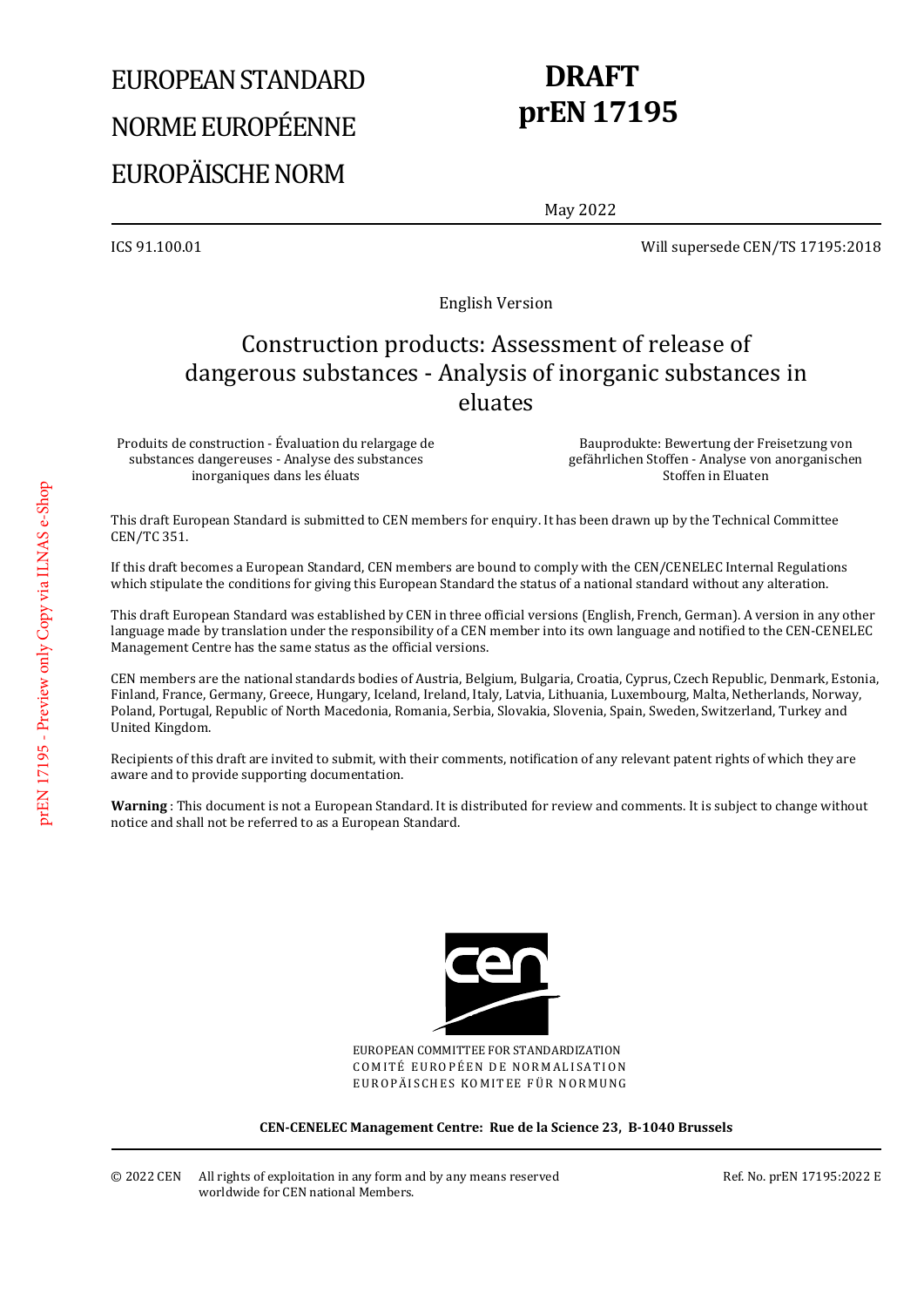# EUROPEAN STANDARD
# NORME EUROPÉENNE
# EUROPÄISCHE NORM

**DRAFT**
**prEN 17195**

May 2022

ICS 91.100.01

Will supersede CEN/TS 17195:2018

English Version

## Construction products: Assessment of release of dangerous substances - Analysis of inorganic substances in eluates

Produits de construction - Évaluation du relargage de substances dangereuses - Analyse des substances inorganiques dans les éluats

Bauprodukte: Bewertung der Freisetzung von gefährlichen Stoffen - Analyse von anorganischen Stoffen in Eluaten

This draft European Standard is submitted to CEN members for enquiry. It has been drawn up by the Technical Committee CEN/TC 351.

If this draft becomes a European Standard, CEN members are bound to comply with the CEN/CENELEC Internal Regulations which stipulate the conditions for giving this European Standard the status of a national standard without any alteration.

This draft European Standard was established by CEN in three official versions (English, French, German). A version in any other language made by translation under the responsibility of a CEN member into its own language and notified to the CEN-CENELEC Management Centre has the same status as the official versions.

CEN members are the national standards bodies of Austria, Belgium, Bulgaria, Croatia, Cyprus, Czech Republic, Denmark, Estonia, Finland, France, Germany, Greece, Hungary, Iceland, Ireland, Italy, Latvia, Lithuania, Luxembourg, Malta, Netherlands, Norway, Poland, Portugal, Republic of North Macedonia, Romania, Serbia, Slovakia, Slovenia, Spain, Sweden, Switzerland, Turkey and United Kingdom.

Recipients of this draft are invited to submit, with their comments, notification of any relevant patent rights of which they are aware and to provide supporting documentation.

**Warning** : This document is not a European Standard. It is distributed for review and comments. It is subject to change without notice and shall not be referred to as a European Standard.

EUROPEAN COMMITTEE FOR STANDARDIZATION
COMITÉ EUROPÉEN DE NORMALISATION
EUROPÄISCHES KOMITEE FÜR NORMUNG

**CEN-CENELEC Management Centre: Rue de la Science 23, B-1040 Brussels**

© 2022 CEN All rights of exploitation in any form and by any means reserved worldwide for CEN national Members.

Ref. No. prEN 17195:2022 E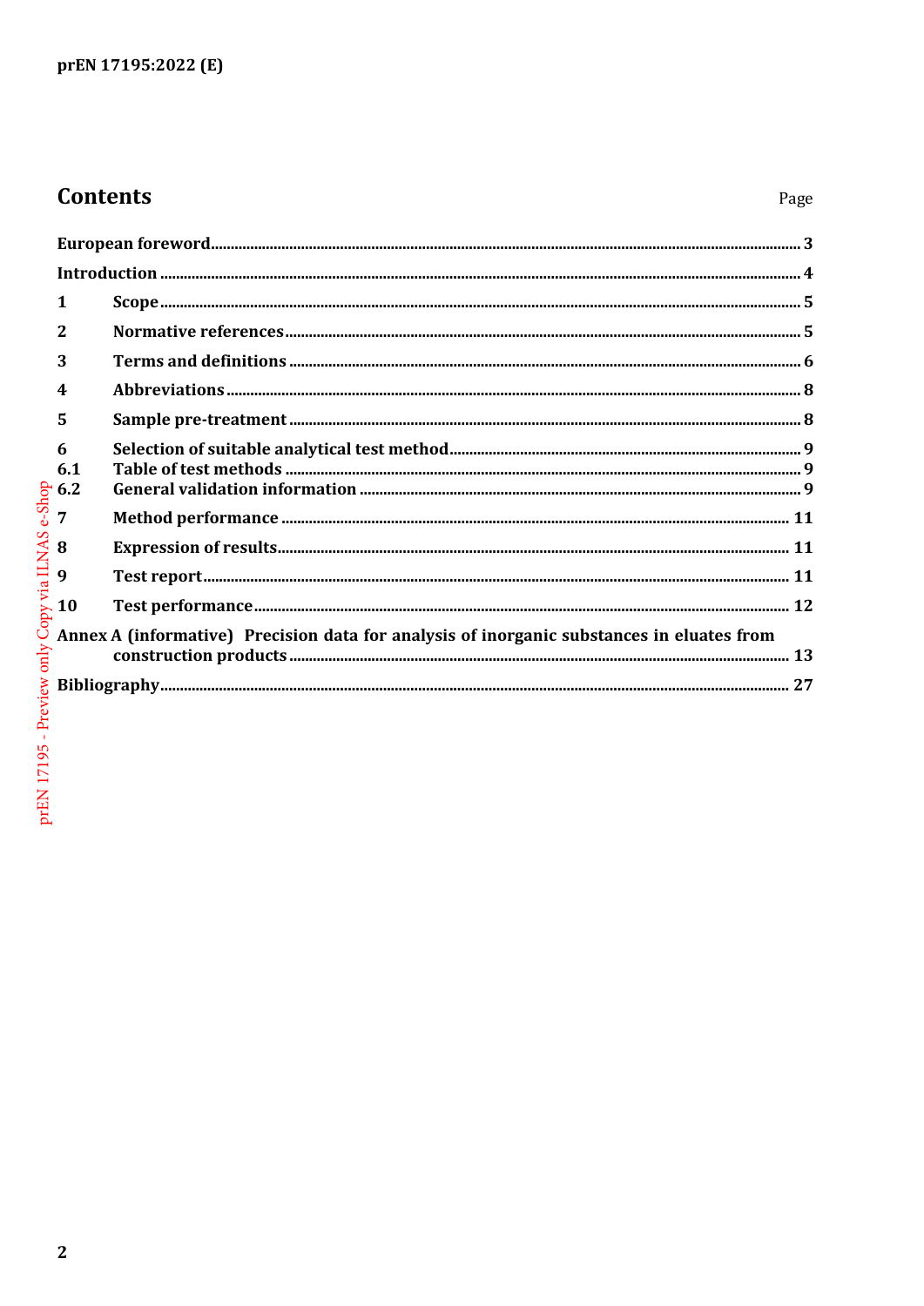## Contents

Page

European foreword ..... 3

Introduction ..... 4

1 Scope ..... 5

2 Normative references ..... 5

3 Terms and definitions ..... 6

4 Abbreviations ..... 8

5 Sample pre-treatment ..... 8

6 Selection of suitable analytical test method ..... 9

6.1 Table of test methods ..... 9

6.2 General validation information ..... 9

7 Method performance ..... 11

8 Expression of results ..... 11

9 Test report ..... 11

10 Test performance ..... 12

Annex A (informative) Precision data for analysis of inorganic substances in eluates from construction products ..... 13

Bibliography ..... 27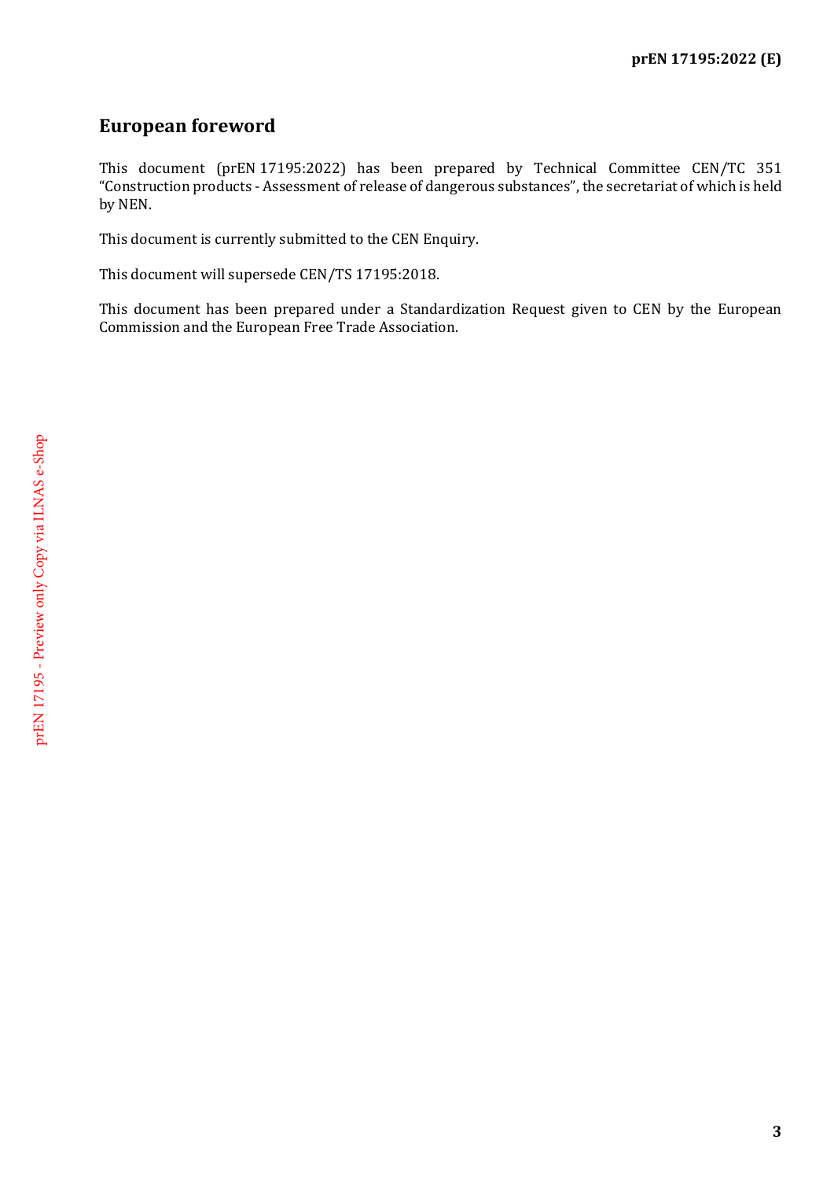## European foreword

This document (prEN 17195:2022) has been prepared by Technical Committee CEN/TC 351 “Construction products - Assessment of release of dangerous substances”, the secretariat of which is held by NEN.

This document is currently submitted to the CEN Enquiry.

This document will supersede CEN/TS 17195:2018.

This document has been prepared under a Standardization Request given to CEN by the European Commission and the European Free Trade Association.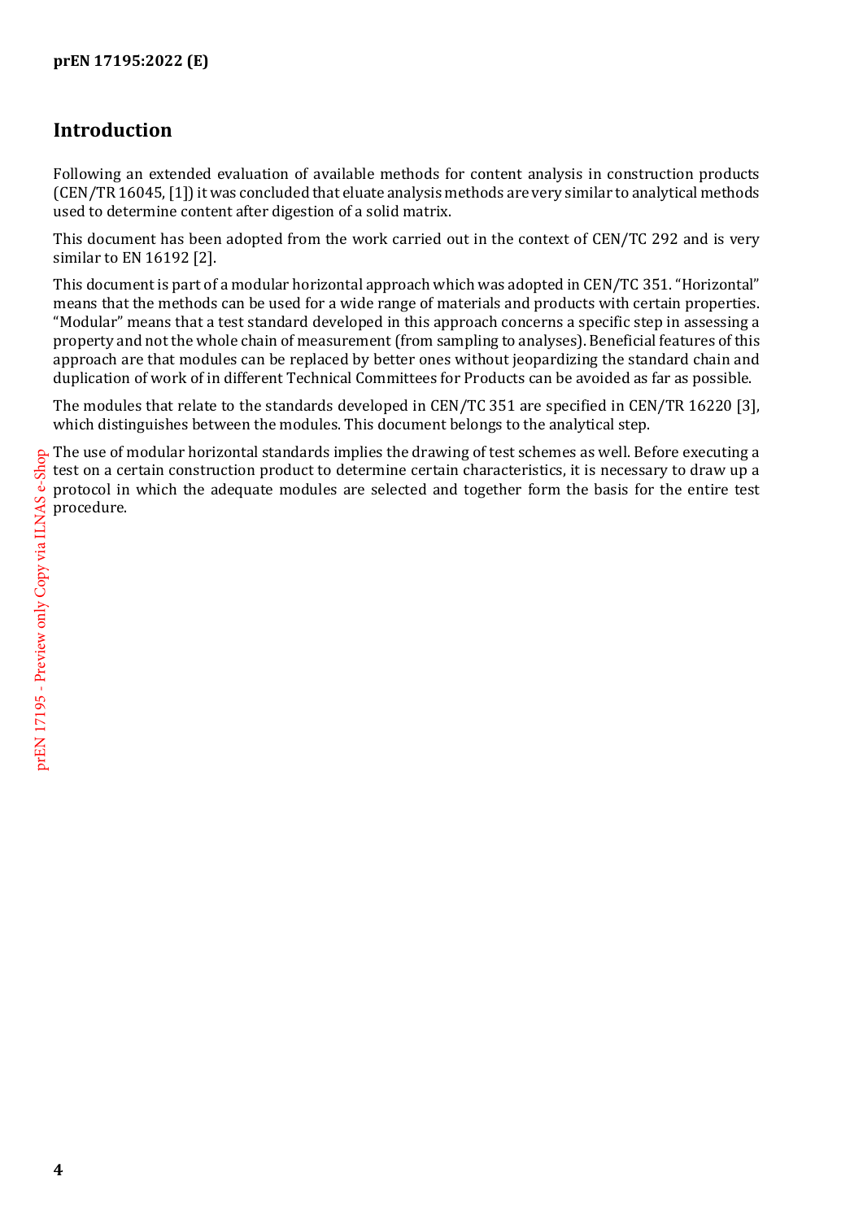# Introduction

Following an extended evaluation of available methods for content analysis in construction products (CEN/TR 16045, [1]) it was concluded that eluate analysis methods are very similar to analytical methods used to determine content after digestion of a solid matrix.

This document has been adopted from the work carried out in the context of CEN/TC 292 and is very similar to EN 16192 [2].

This document is part of a modular horizontal approach which was adopted in CEN/TC 351. "Horizontal" means that the methods can be used for a wide range of materials and products with certain properties. "Modular" means that a test standard developed in this approach concerns a specific step in assessing a property and not the whole chain of measurement (from sampling to analyses). Beneficial features of this approach are that modules can be replaced by better ones without jeopardizing the standard chain and duplication of work of in different Technical Committees for Products can be avoided as far as possible.

The modules that relate to the standards developed in CEN/TC 351 are specified in CEN/TR 16220 [3], which distinguishes between the modules. This document belongs to the analytical step.

The use of modular horizontal standards implies the drawing of test schemes as well. Before executing a test on a certain construction product to determine certain characteristics, it is necessary to draw up a protocol in which the adequate modules are selected and together form the basis for the entire test procedure.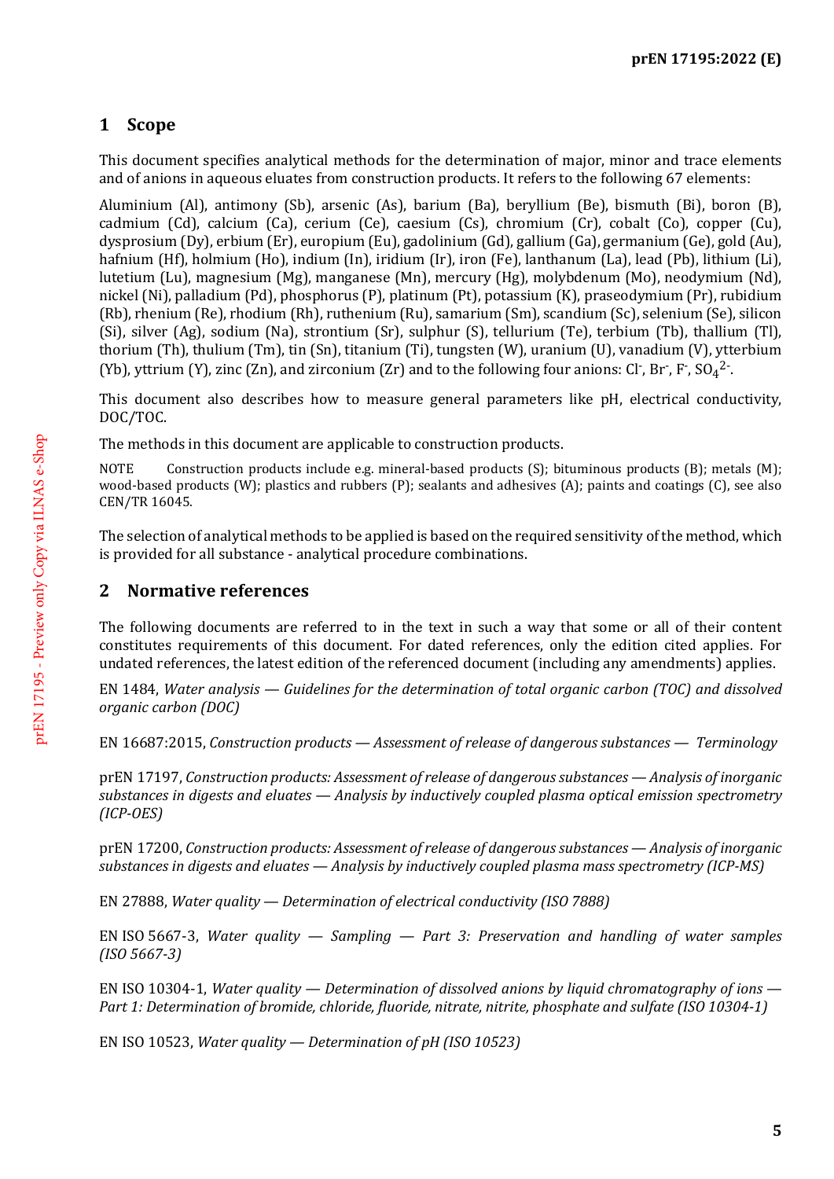## 1 Scope

This document specifies analytical methods for the determination of major, minor and trace elements and of anions in aqueous eluates from construction products. It refers to the following 67 elements:

Aluminium (Al), antimony (Sb), arsenic (As), barium (Ba), beryllium (Be), bismuth (Bi), boron (B), cadmium (Cd), calcium (Ca), cerium (Ce), caesium (Cs), chromium (Cr), cobalt (Co), copper (Cu), dysprosium (Dy), erbium (Er), europium (Eu), gadolinium (Gd), gallium (Ga), germanium (Ge), gold (Au), hafnium (Hf), holmium (Ho), indium (In), iridium (Ir), iron (Fe), lanthanum (La), lead (Pb), lithium (Li), lutetium (Lu), magnesium (Mg), manganese (Mn), mercury (Hg), molybdenum (Mo), neodymium (Nd), nickel (Ni), palladium (Pd), phosphorus (P), platinum (Pt), potassium (K), praseodymium (Pr), rubidium (Rb), rhenium (Re), rhodium (Rh), ruthenium (Ru), samarium (Sm), scandium (Sc), selenium (Se), silicon (Si), silver (Ag), sodium (Na), strontium (Sr), sulphur (S), tellurium (Te), terbium (Tb), thallium (Tl), thorium (Th), thulium (Tm), tin (Sn), titanium (Ti), tungsten (W), uranium (U), vanadium (V), ytterbium (Yb), yttrium (Y), zinc (Zn), and zirconium (Zr) and to the following four anions: $Cl^-$, $Br^-$, $F^-$, $SO_4^{2-}$.

This document also describes how to measure general parameters like pH, electrical conductivity, DOC/TOC.

The methods in this document are applicable to construction products.

NOTE Construction products include e.g. mineral-based products (S); bituminous products (B); metals (M); wood-based products (W); plastics and rubbers (P); sealants and adhesives (A); paints and coatings (C), see also CEN/TR 16045.

The selection of analytical methods to be applied is based on the required sensitivity of the method, which is provided for all substance - analytical procedure combinations.

## 2 Normative references

The following documents are referred to in the text in such a way that some or all of their content constitutes requirements of this document. For dated references, only the edition cited applies. For undated references, the latest edition of the referenced document (including any amendments) applies.

EN 1484, *Water analysis — Guidelines for the determination of total organic carbon (TOC) and dissolved organic carbon (DOC)*

EN 16687:2015, *Construction products — Assessment of release of dangerous substances — Terminology*

prEN 17197, *Construction products: Assessment of release of dangerous substances — Analysis of inorganic substances in digests and eluates — Analysis by inductively coupled plasma optical emission spectrometry (ICP-OES)*

prEN 17200, *Construction products: Assessment of release of dangerous substances — Analysis of inorganic substances in digests and eluates — Analysis by inductively coupled plasma mass spectrometry (ICP-MS)*

EN 27888, *Water quality — Determination of electrical conductivity (ISO 7888)*

EN ISO 5667-3, *Water quality — Sampling — Part 3: Preservation and handling of water samples (ISO 5667-3)*

EN ISO 10304-1, *Water quality — Determination of dissolved anions by liquid chromatography of ions — Part 1: Determination of bromide, chloride, fluoride, nitrate, nitrite, phosphate and sulfate (ISO 10304-1)*

EN ISO 10523, *Water quality — Determination of pH (ISO 10523)*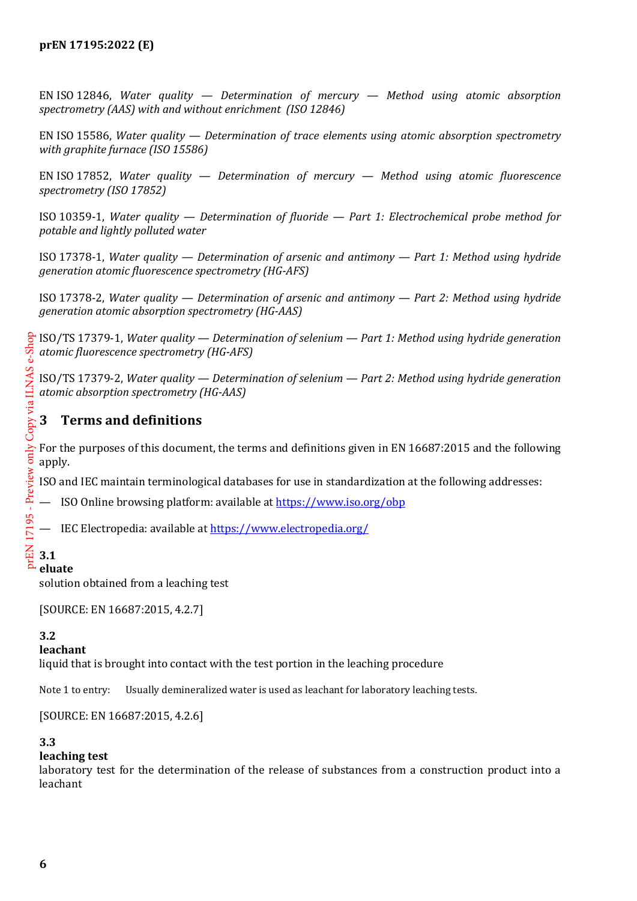EN ISO 12846, *Water quality — Determination of mercury — Method using atomic absorption spectrometry (AAS) with and without enrichment (ISO 12846)*

EN ISO 15586, *Water quality — Determination of trace elements using atomic absorption spectrometry with graphite furnace (ISO 15586)*

EN ISO 17852, *Water quality — Determination of mercury — Method using atomic fluorescence spectrometry (ISO 17852)*

ISO 10359-1, *Water quality — Determination of fluoride — Part 1: Electrochemical probe method for potable and lightly polluted water*

ISO 17378-1, *Water quality — Determination of arsenic and antimony — Part 1: Method using hydride generation atomic fluorescence spectrometry (HG-AFS)*

ISO 17378-2, *Water quality — Determination of arsenic and antimony — Part 2: Method using hydride generation atomic absorption spectrometry (HG-AAS)*

ISO/TS 17379-1, *Water quality — Determination of selenium — Part 1: Method using hydride generation atomic fluorescence spectrometry (HG-AFS)*

ISO/TS 17379-2, *Water quality — Determination of selenium — Part 2: Method using hydride generation atomic absorption spectrometry (HG-AAS)*

## 3 Terms and definitions

For the purposes of this document, the terms and definitions given in EN 16687:2015 and the following apply.

ISO and IEC maintain terminological databases for use in standardization at the following addresses:

— ISO Online browsing platform: available at https://www.iso.org/obp

— IEC Electropedia: available at https://www.electropedia.org/

### 3.1
**eluate**
solution obtained from a leaching test

[SOURCE: EN 16687:2015, 4.2.7]

### 3.2
**leachant**
liquid that is brought into contact with the test portion in the leaching procedure

Note 1 to entry: Usually demineralized water is used as leachant for laboratory leaching tests.

[SOURCE: EN 16687:2015, 4.2.6]

### 3.3
**leaching test**
laboratory test for the determination of the release of substances from a construction product into a leachant